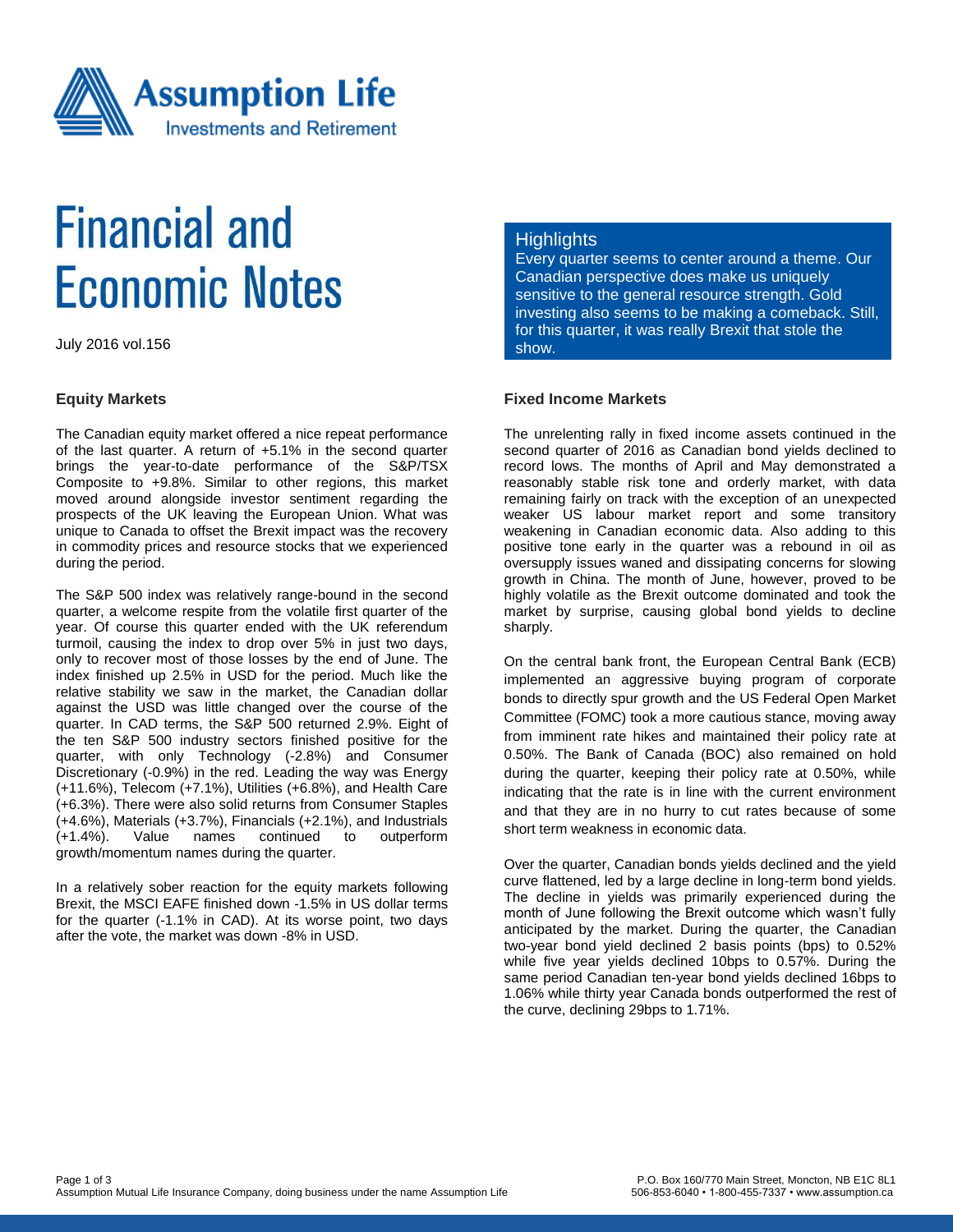Assumption Life
Investments and Retirement

# Financial and Economic Notes

July 2016 vol.156

## Highlights

Every quarter seems to center around a theme. Our Canadian perspective does make us uniquely sensitive to the general resource strength. Gold investing also seems to be making a comeback. Still, for this quarter, it was really Brexit that stole the show.

### Equity Markets

The Canadian equity market offered a nice repeat performance of the last quarter. A return of +5.1% in the second quarter brings the year-to-date performance of the S&P/TSX Composite to +9.8%. Similar to other regions, this market moved around alongside investor sentiment regarding the prospects of the UK leaving the European Union. What was unique to Canada to offset the Brexit impact was the recovery in commodity prices and resource stocks that we experienced during the period.

The S&P 500 index was relatively range-bound in the second quarter, a welcome respite from the volatile first quarter of the year. Of course this quarter ended with the UK referendum turmoil, causing the index to drop over 5% in just two days, only to recover most of those losses by the end of June. The index finished up 2.5% in USD for the period. Much like the relative stability we saw in the market, the Canadian dollar against the USD was little changed over the course of the quarter. In CAD terms, the S&P 500 returned 2.9%. Eight of the ten S&P 500 industry sectors finished positive for the quarter, with only Technology (-2.8%) and Consumer Discretionary (-0.9%) in the red. Leading the way was Energy (+11.6%), Telecom (+7.1%), Utilities (+6.8%), and Health Care (+6.3%). There were also solid returns from Consumer Staples (+4.6%), Materials (+3.7%), Financials (+2.1%), and Industrials (+1.4%). Value names continued to outperform growth/momentum names during the quarter.

In a relatively sober reaction for the equity markets following Brexit, the MSCI EAFE finished down -1.5% in US dollar terms for the quarter (-1.1% in CAD). At its worse point, two days after the vote, the market was down -8% in USD.

### Fixed Income Markets

The unrelenting rally in fixed income assets continued in the second quarter of 2016 as Canadian bond yields declined to record lows. The months of April and May demonstrated a reasonably stable risk tone and orderly market, with data remaining fairly on track with the exception of an unexpected weaker US labour market report and some transitory weakening in Canadian economic data. Also adding to this positive tone early in the quarter was a rebound in oil as oversupply issues waned and dissipating concerns for slowing growth in China. The month of June, however, proved to be highly volatile as the Brexit outcome dominated and took the market by surprise, causing global bond yields to decline sharply.

On the central bank front, the European Central Bank (ECB) implemented an aggressive buying program of corporate bonds to directly spur growth and the US Federal Open Market Committee (FOMC) took a more cautious stance, moving away from imminent rate hikes and maintained their policy rate at 0.50%. The Bank of Canada (BOC) also remained on hold during the quarter, keeping their policy rate at 0.50%, while indicating that the rate is in line with the current environment and that they are in no hurry to cut rates because of some short term weakness in economic data.

Over the quarter, Canadian bonds yields declined and the yield curve flattened, led by a large decline in long-term bond yields. The decline in yields was primarily experienced during the month of June following the Brexit outcome which wasn't fully anticipated by the market. During the quarter, the Canadian two-year bond yield declined 2 basis points (bps) to 0.52% while five year yields declined 10bps to 0.57%. During the same period Canadian ten-year bond yields declined 16bps to 1.06% while thirty year Canada bonds outperformed the rest of the curve, declining 29bps to 1.71%.

Assumption Mutual Life Insurance Company, doing business under the name Assumption Life

P.O. Box 160/770 Main Street, Moncton, NB E1C 8L1
506-853-6040 • 1-800-455-7337 • www.assumption.ca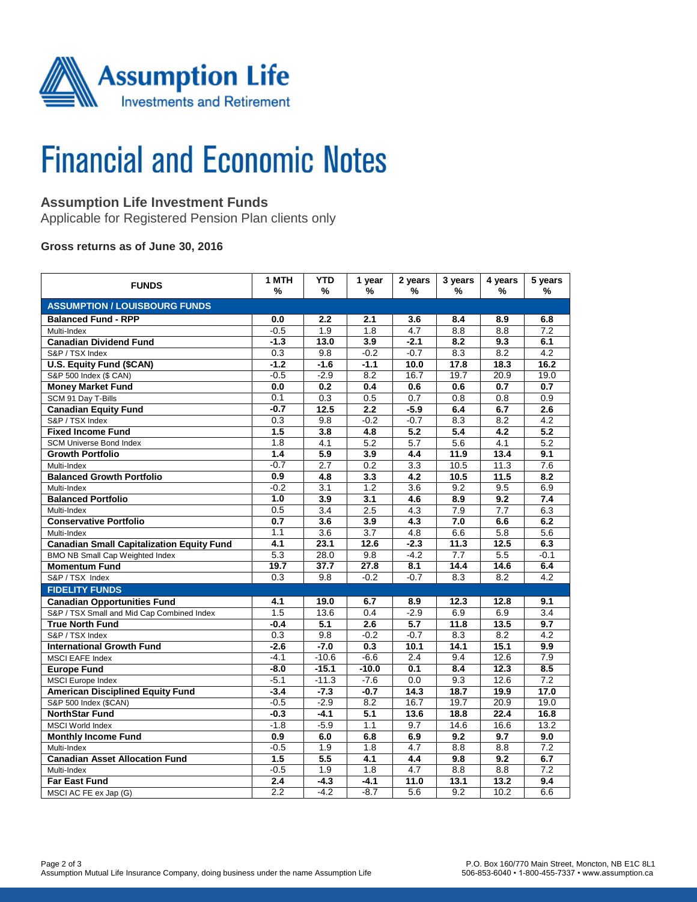# Financial and Economic Notes

## Assumption Life Investment Funds

Applicable for Registered Pension Plan clients only

**Gross returns as of June 30, 2016**

| FUNDS | 1 MTH % | YTD % | 1 year % | 2 years % | 3 years % | 4 years % | 5 years % |
|---|---|---|---|---|---|---|---|
| **ASSUMPTION / LOUISBOURG FUNDS** | | | | | | | |
| **Balanced Fund - RPP** | **0.0** | **2.2** | **2.1** | **3.6** | **8.4** | **8.9** | **6.8** |
| Multi-Index | -0.5 | 1.9 | 1.8 | 4.7 | 8.8 | 8.8 | 7.2 |
| **Canadian Dividend Fund** | **-1.3** | **13.0** | **3.9** | **-2.1** | **8.2** | **9.3** | **6.1** |
| S&P / TSX Index | 0.3 | 9.8 | -0.2 | -0.7 | 8.3 | 8.2 | 4.2 |
| **U.S. Equity Fund ($CAN)** | **-1.2** | **-1.6** | **-1.1** | **10.0** | **17.8** | **18.3** | **16.2** |
| S&P 500 Index ($ CAN) | -0.5 | -2.9 | 8.2 | 16.7 | 19.7 | 20.9 | 19.0 |
| **Money Market Fund** | **0.0** | **0.2** | **0.4** | **0.6** | **0.6** | **0.7** | **0.7** |
| SCM 91 Day T-Bills | 0.1 | 0.3 | 0.5 | 0.7 | 0.8 | 0.8 | 0.9 |
| **Canadian Equity Fund** | **-0.7** | **12.5** | **2.2** | **-5.9** | **6.4** | **6.7** | **2.6** |
| S&P / TSX Index | 0.3 | 9.8 | -0.2 | -0.7 | 8.3 | 8.2 | 4.2 |
| **Fixed Income Fund** | **1.5** | **3.8** | **4.8** | **5.2** | **5.4** | **4.2** | **5.2** |
| SCM Universe Bond Index | 1.8 | 4.1 | 5.2 | 5.7 | 5.6 | 4.1 | 5.2 |
| **Growth Portfolio** | **1.4** | **5.9** | **3.9** | **4.4** | **11.9** | **13.4** | **9.1** |
| Multi-Index | -0.7 | 2.7 | 0.2 | 3.3 | 10.5 | 11.3 | 7.6 |
| **Balanced Growth Portfolio** | **0.9** | **4.8** | **3.3** | **4.2** | **10.5** | **11.5** | **8.2** |
| Multi-Index | -0.2 | 3.1 | 1.2 | 3.6 | 9.2 | 9.5 | 6.9 |
| **Balanced Portfolio** | **1.0** | **3.9** | **3.1** | **4.6** | **8.9** | **9.2** | **7.4** |
| Multi-Index | 0.5 | 3.4 | 2.5 | 4.3 | 7.9 | 7.7 | 6.3 |
| **Conservative Portfolio** | **0.7** | **3.6** | **3.9** | **4.3** | **7.0** | **6.6** | **6.2** |
| Multi-Index | 1.1 | 3.6 | 3.7 | 4.8 | 6.6 | 5.8 | 5.6 |
| **Canadian Small Capitalization Equity Fund** | **4.1** | **23.1** | **12.6** | **-2.3** | **11.3** | **12.5** | **6.3** |
| BMO NB Small Cap Weighted Index | 5.3 | 28.0 | 9.8 | -4.2 | 7.7 | 5.5 | -0.1 |
| **Momentum Fund** | **19.7** | **37.7** | **27.8** | **8.1** | **14.4** | **14.6** | **6.4** |
| S&P / TSX Index | 0.3 | 9.8 | -0.2 | -0.7 | 8.3 | 8.2 | 4.2 |
| **FIDELITY FUNDS** | | | | | | | |
| **Canadian Opportunities Fund** | **4.1** | **19.0** | **6.7** | **8.9** | **12.3** | **12.8** | **9.1** |
| S&P / TSX Small and Mid Cap Combined Index | 1.5 | 13.6 | 0.4 | -2.9 | 6.9 | 6.9 | 3.4 |
| **True North Fund** | **-0.4** | **5.1** | **2.6** | **5.7** | **11.8** | **13.5** | **9.7** |
| S&P / TSX Index | 0.3 | 9.8 | -0.2 | -0.7 | 8.3 | 8.2 | 4.2 |
| **International Growth Fund** | **-2.6** | **-7.0** | **0.3** | **10.1** | **14.1** | **15.1** | **9.9** |
| MSCI EAFE Index | -4.1 | -10.6 | -6.6 | 2.4 | 9.4 | 12.6 | 7.9 |
| **Europe Fund** | **-8.0** | **-15.1** | **-10.0** | **0.1** | **8.4** | **12.3** | **8.5** |
| MSCI Europe Index | -5.1 | -11.3 | -7.6 | 0.0 | 9.3 | 12.6 | 7.2 |
| **American Disciplined Equity Fund** | **-3.4** | **-7.3** | **-0.7** | **14.3** | **18.7** | **19.9** | **17.0** |
| S&P 500 Index ($CAN) | -0.5 | -2.9 | 8.2 | 16.7 | 19.7 | 20.9 | 19.0 |
| **NorthStar Fund** | **-0.3** | **-4.1** | **5.1** | **13.6** | **18.8** | **22.4** | **16.8** |
| MSCI World Index | -1.8 | -5.9 | 1.1 | 9.7 | 14.6 | 16.6 | 13.2 |
| **Monthly Income Fund** | **0.9** | **6.0** | **6.8** | **6.9** | **9.2** | **9.7** | **9.0** |
| Multi-Index | -0.5 | 1.9 | 1.8 | 4.7 | 8.8 | 8.8 | 7.2 |
| **Canadian Asset Allocation Fund** | **1.5** | **5.5** | **4.1** | **4.4** | **9.8** | **9.2** | **6.7** |
| Multi-Index | -0.5 | 1.9 | 1.8 | 4.7 | 8.8 | 8.8 | 7.2 |
| **Far East Fund** | **2.4** | **-4.3** | **-4.1** | **11.0** | **13.1** | **13.2** | **9.4** |
| MSCI AC FE ex Jap (G) | 2.2 | -4.2 | -8.7 | 5.6 | 9.2 | 10.2 | 6.6 |

Assumption Mutual Life Insurance Company, doing business under the name Assumption Life

P.O. Box 160/770 Main Street, Moncton, NB E1C 8L1
506-853-6040 • 1-800-455-7337 • www.assumption.ca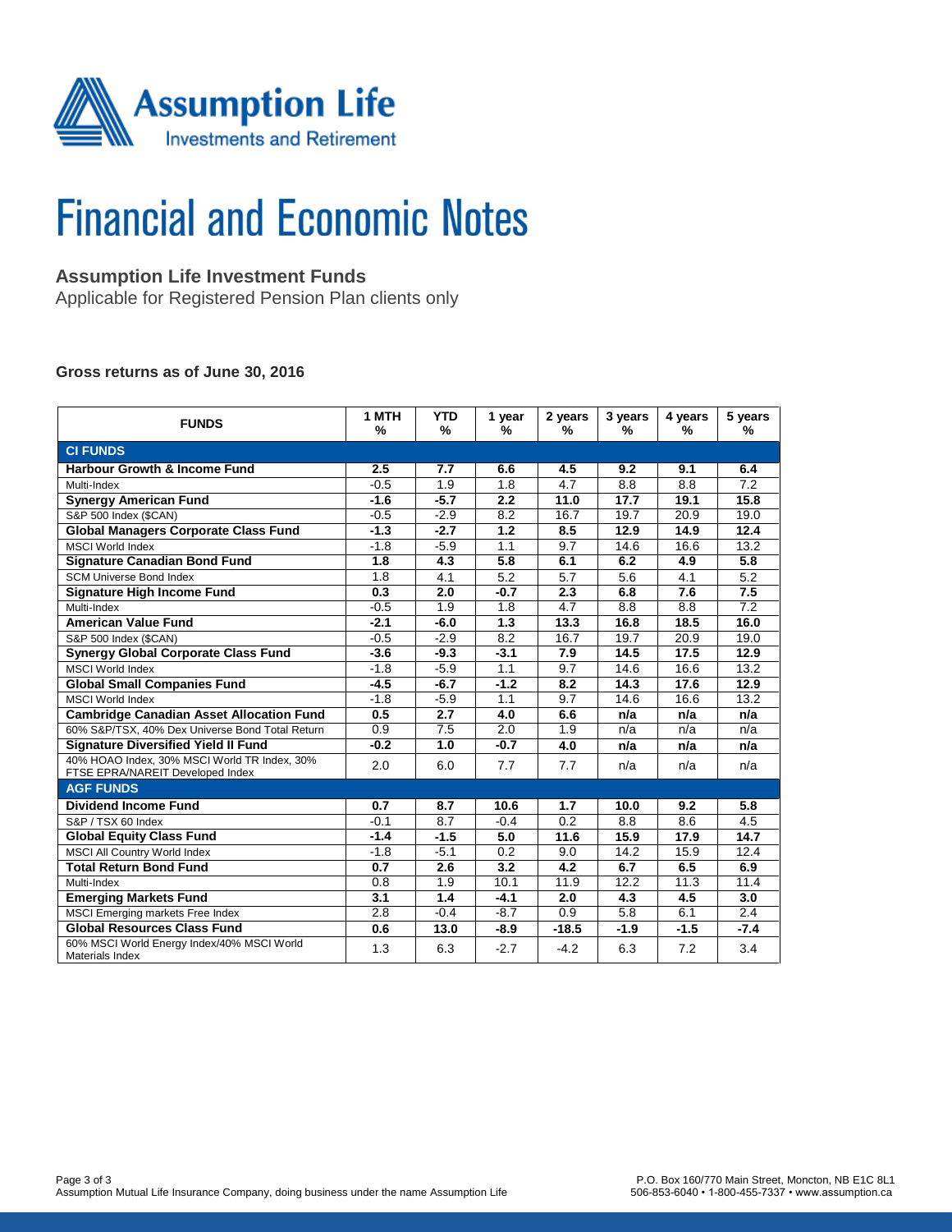Assumption Life
Investments and Retirement

# Financial and Economic Notes

## Assumption Life Investment Funds

Applicable for Registered Pension Plan clients only

### Gross returns as of June 30, 2016

| FUNDS | 1 MTH % | YTD % | 1 year % | 2 years % | 3 years % | 4 years % | 5 years % |
|---|---|---|---|---|---|---|---|
| **CI FUNDS** | | | | | | | |
| **Harbour Growth & Income Fund** | **2.5** | **7.7** | **6.6** | **4.5** | **9.2** | **9.1** | **6.4** |
| Multi-Index | -0.5 | 1.9 | 1.8 | 4.7 | 8.8 | 8.8 | 7.2 |
| **Synergy American Fund** | **-1.6** | **-5.7** | **2.2** | **11.0** | **17.7** | **19.1** | **15.8** |
| S&P 500 Index ($CAN) | -0.5 | -2.9 | 8.2 | 16.7 | 19.7 | 20.9 | 19.0 |
| **Global Managers Corporate Class Fund** | **-1.3** | **-2.7** | **1.2** | **8.5** | **12.9** | **14.9** | **12.4** |
| MSCI World Index | -1.8 | -5.9 | 1.1 | 9.7 | 14.6 | 16.6 | 13.2 |
| **Signature Canadian Bond Fund** | **1.8** | **4.3** | **5.8** | **6.1** | **6.2** | **4.9** | **5.8** |
| SCM Universe Bond Index | 1.8 | 4.1 | 5.2 | 5.7 | 5.6 | 4.1 | 5.2 |
| **Signature High Income Fund** | **0.3** | **2.0** | **-0.7** | **2.3** | **6.8** | **7.6** | **7.5** |
| Multi-Index | -0.5 | 1.9 | 1.8 | 4.7 | 8.8 | 8.8 | 7.2 |
| **American Value Fund** | **-2.1** | **-6.0** | **1.3** | **13.3** | **16.8** | **18.5** | **16.0** |
| S&P 500 Index ($CAN) | -0.5 | -2.9 | 8.2 | 16.7 | 19.7 | 20.9 | 19.0 |
| **Synergy Global Corporate Class Fund** | **-3.6** | **-9.3** | **-3.1** | **7.9** | **14.5** | **17.5** | **12.9** |
| MSCI World Index | -1.8 | -5.9 | 1.1 | 9.7 | 14.6 | 16.6 | 13.2 |
| **Global Small Companies Fund** | **-4.5** | **-6.7** | **-1.2** | **8.2** | **14.3** | **17.6** | **12.9** |
| MSCI World Index | -1.8 | -5.9 | 1.1 | 9.7 | 14.6 | 16.6 | 13.2 |
| **Cambridge Canadian Asset Allocation Fund** | **0.5** | **2.7** | **4.0** | **6.6** | **n/a** | **n/a** | **n/a** |
| 60% S&P/TSX, 40% Dex Universe Bond Total Return | 0.9 | 7.5 | 2.0 | 1.9 | n/a | n/a | n/a |
| **Signature Diversified Yield II Fund** | **-0.2** | **1.0** | **-0.7** | **4.0** | **n/a** | **n/a** | **n/a** |
| 40% HOAO Index, 30% MSCI World TR Index, 30% FTSE EPRA/NAREIT Developed Index | 2.0 | 6.0 | 7.7 | 7.7 | n/a | n/a | n/a |
| **AGF FUNDS** | | | | | | | |
| **Dividend Income Fund** | **0.7** | **8.7** | **10.6** | **1.7** | **10.0** | **9.2** | **5.8** |
| S&P / TSX 60 Index | -0.1 | 8.7 | -0.4 | 0.2 | 8.8 | 8.6 | 4.5 |
| **Global Equity Class Fund** | **-1.4** | **-1.5** | **5.0** | **11.6** | **15.9** | **17.9** | **14.7** |
| MSCI All Country World Index | -1.8 | -5.1 | 0.2 | 9.0 | 14.2 | 15.9 | 12.4 |
| **Total Return Bond Fund** | **0.7** | **2.6** | **3.2** | **4.2** | **6.7** | **6.5** | **6.9** |
| Multi-Index | 0.8 | 1.9 | 10.1 | 11.9 | 12.2 | 11.3 | 11.4 |
| **Emerging Markets Fund** | **3.1** | **1.4** | **-4.1** | **2.0** | **4.3** | **4.5** | **3.0** |
| MSCI Emerging markets Free Index | 2.8 | -0.4 | -8.7 | 0.9 | 5.8 | 6.1 | 2.4 |
| **Global Resources Class Fund** | **0.6** | **13.0** | **-8.9** | **-18.5** | **-1.9** | **-1.5** | **-7.4** |
| 60% MSCI World Energy Index/40% MSCI World Materials Index | 1.3 | 6.3 | -2.7 | -4.2 | 6.3 | 7.2 | 3.4 |

Assumption Mutual Life Insurance Company, doing business under the name Assumption Life

P.O. Box 160/770 Main Street, Moncton, NB E1C 8L1
506-853-6040 • 1-800-455-7337 • www.assumption.ca